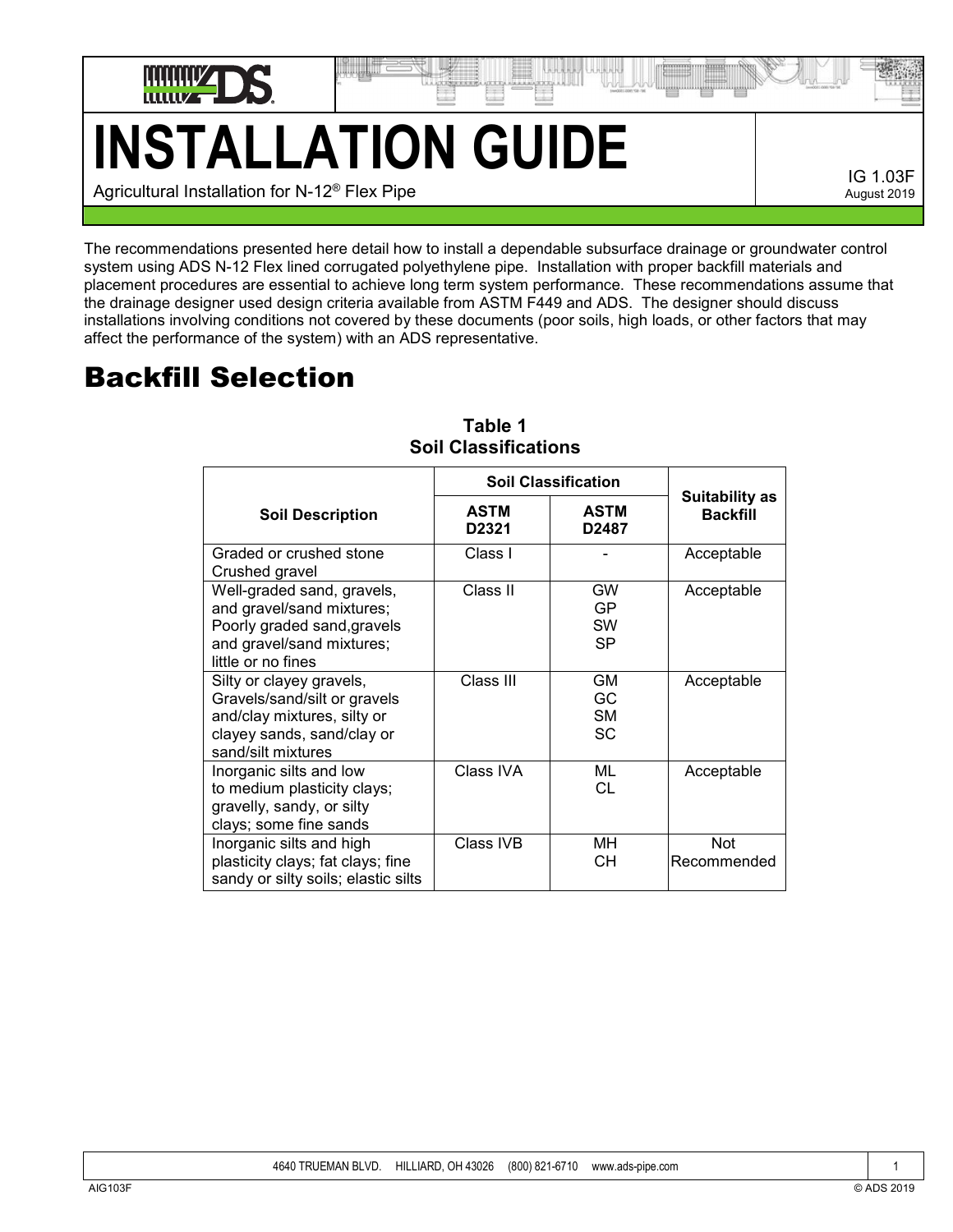# INSTALLATION GUIDE

Agricultural Installation for N-12® Flex Pipe

IG 1.03F
August 2019

The recommendations presented here detail how to install a dependable subsurface drainage or groundwater control system using ADS N-12 Flex lined corrugated polyethylene pipe. Installation with proper backfill materials and placement procedures are essential to achieve long term system performance. These recommendations assume that the drainage designer used design criteria available from ASTM F449 and ADS. The designer should discuss installations involving conditions not covered by these documents (poor soils, high loads, or other factors that may affect the performance of the system) with an ADS representative.

## Backfill Selection

**Table 1**
**Soil Classifications**

| Soil Description | Soil Classification | | Suitability as Backfill |
|---|---|---|---|
| | ASTM D2321 | ASTM D2487 | |
| Graded or crushed stone Crushed gravel | Class I | - | Acceptable |
| Well-graded sand, gravels, and gravel/sand mixtures; Poorly graded sand,gravels and gravel/sand mixtures; little or no fines | Class II | GW GP SW SP | Acceptable |
| Silty or clayey gravels, Gravels/sand/silt or gravels and/clay mixtures, silty or clayey sands, sand/clay or sand/silt mixtures | Class III | GM GC SM SC | Acceptable |
| Inorganic silts and low to medium plasticity clays; gravelly, sandy, or silty clays; some fine sands | Class IVA | ML CL | Acceptable |
| Inorganic silts and high plasticity clays; fat clays; fine sandy or silty soils; elastic silts | Class IVB | MH CH | Not Recommended |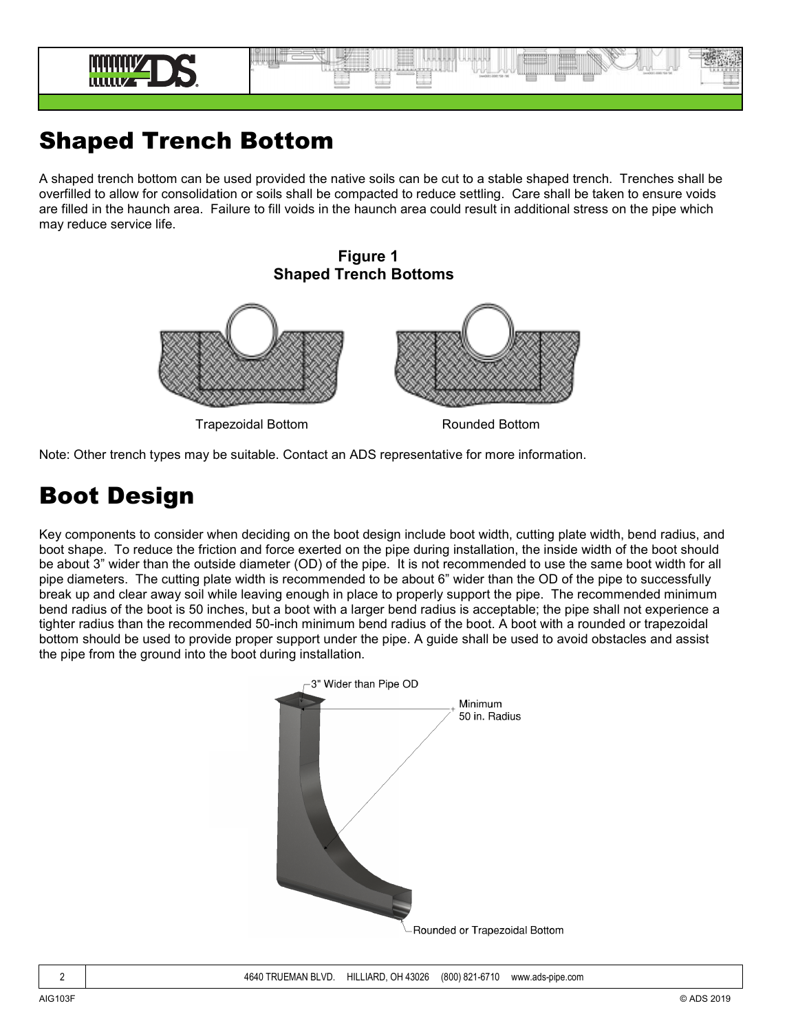# Shaped Trench Bottom

A shaped trench bottom can be used provided the native soils can be cut to a stable shaped trench. Trenches shall be overfilled to allow for consolidation or soils shall be compacted to reduce settling. Care shall be taken to ensure voids are filled in the haunch area. Failure to fill voids in the haunch area could result in additional stress on the pipe which may reduce service life.

**Figure 1**
**Shaped Trench Bottoms**

Trapezoidal Bottom

Rounded Bottom

Note: Other trench types may be suitable. Contact an ADS representative for more information.

# Boot Design

Key components to consider when deciding on the boot design include boot width, cutting plate width, bend radius, and boot shape. To reduce the friction and force exerted on the pipe during installation, the inside width of the boot should be about 3" wider than the outside diameter (OD) of the pipe. It is not recommended to use the same boot width for all pipe diameters. The cutting plate width is recommended to be about 6" wider than the OD of the pipe to successfully break up and clear away soil while leaving enough in place to properly support the pipe. The recommended minimum bend radius of the boot is 50 inches, but a boot with a larger bend radius is acceptable; the pipe shall not experience a tighter radius than the recommended 50-inch minimum bend radius of the boot. A boot with a rounded or trapezoidal bottom should be used to provide proper support under the pipe. A guide shall be used to avoid obstacles and assist the pipe from the ground into the boot during installation.

3" Wider than Pipe OD

Minimum 50 in. Radius

Rounded or Trapezoidal Bottom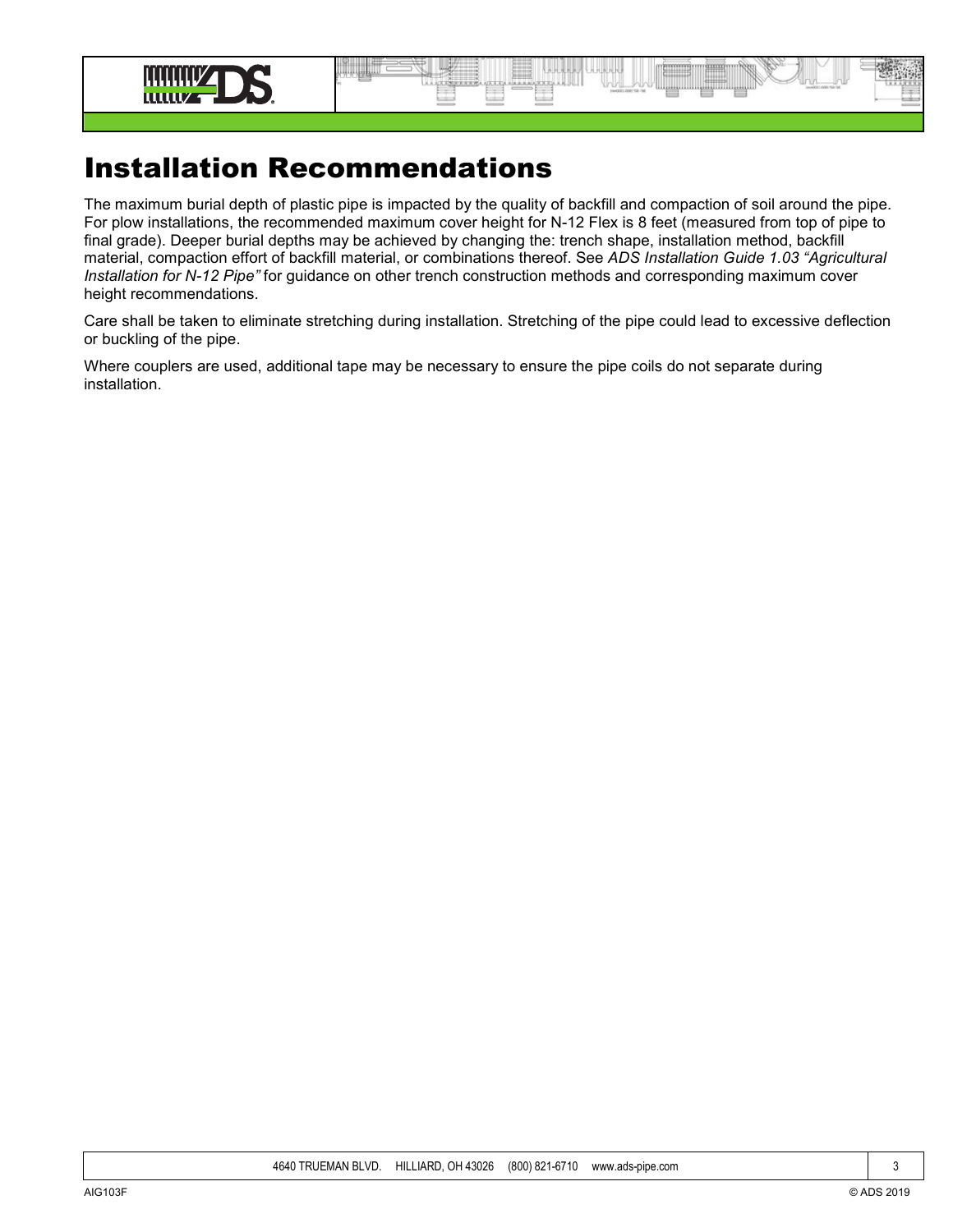# Installation Recommendations

The maximum burial depth of plastic pipe is impacted by the quality of backfill and compaction of soil around the pipe. For plow installations, the recommended maximum cover height for N-12 Flex is 8 feet (measured from top of pipe to final grade). Deeper burial depths may be achieved by changing the: trench shape, installation method, backfill material, compaction effort of backfill material, or combinations thereof. See *ADS Installation Guide 1.03 "Agricultural Installation for N-12 Pipe"* for guidance on other trench construction methods and corresponding maximum cover height recommendations.

Care shall be taken to eliminate stretching during installation. Stretching of the pipe could lead to excessive deflection or buckling of the pipe.

Where couplers are used, additional tape may be necessary to ensure the pipe coils do not separate during installation.